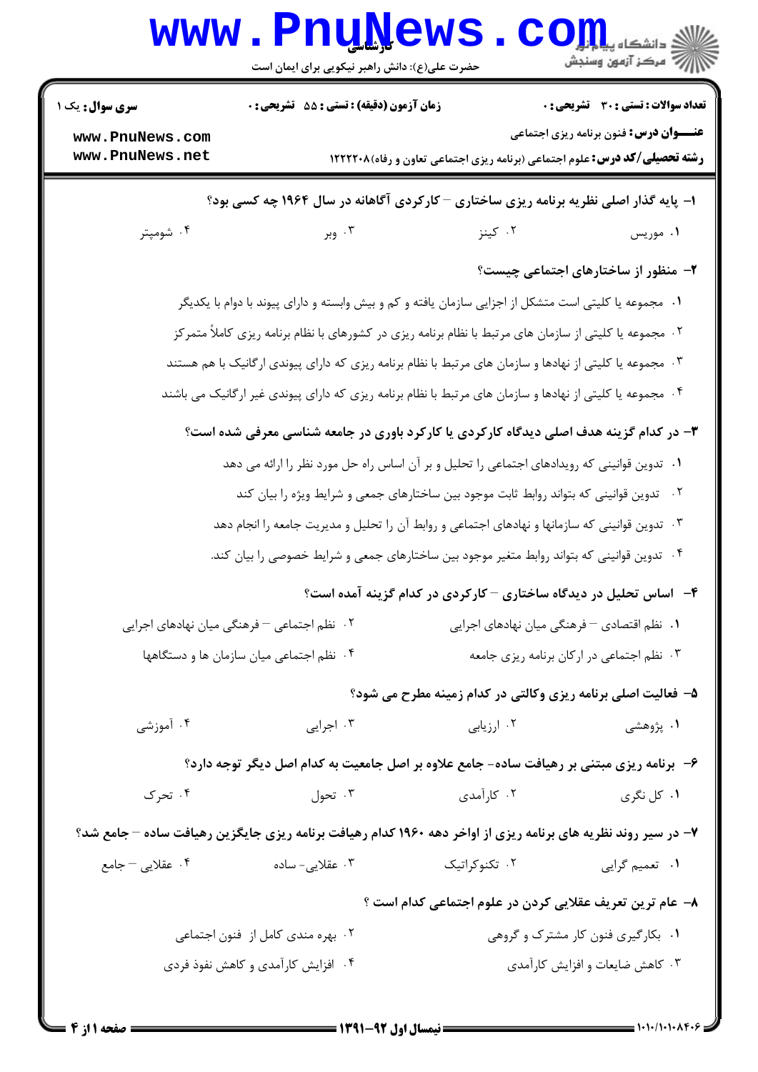کارشناسی

حضرت علی(ع): دانش راهبر نیکویی برای ایمان است

**سری سوال:** یک ۱

**زمان آزمون (دقیقه) : تستی : ۵۵ تشریحی : ۰**

**تعداد سوالات : تستی : ۳۰ تشریحی : ۰**

**عنـــوان درس:** فنون برنامه ریزی اجتماعی

**رشته تحصیلی/کد درس:** علوم اجتماعی (برنامه ریزی اجتماعی تعاون و رفاه)۱۲۲۲۲۰۸

**۱- پایه گذار اصلی نظریه برنامه ریزی ساختاری – کارکردی آگاهانه در سال ۱۹۶۴ چه کسی بود؟**

۱. موریس ۲. کینز ۳. وبر ۴. شومپتر

**۲- منظور از ساختارهای اجتماعی چیست؟**

۱. مجموعه یا کلیتی است متشکل از اجزایی سازمان یافته و کم و بیش وابسته و دارای پیوند با دوام با یکدیگر

۲. مجموعه یا کلیتی از سازمان های مرتبط با نظام برنامه ریزی در کشورهای با نظام برنامه ریزی کاملاً متمرکز

۳. مجموعه یا کلیتی از نهادها و سازمان های مرتبط با نظام برنامه ریزی که دارای پیوندی ارگانیک با هم هستند

۴. مجموعه یا کلیتی از نهادها و سازمان های مرتبط با نظام برنامه ریزی که دارای پیوندی غیر ارگانیک می باشند

**۳- در کدام گزینه هدف اصلی دیدگاه کارکردی یا کارکرد باوری در جامعه شناسی معرفی شده است؟**

۱. تدوین قوانینی که رویدادهای اجتماعی را تحلیل و بر آن اساس راه حل مورد نظر را ارائه می دهد

۲. تدوین قوانینی که بتواند روابط ثابت موجود بین ساختارهای جمعی و شرایط ویژه را بیان کند

۳. تدوین قوانینی که سازمانها و نهادهای اجتماعی و روابط آن را تحلیل و مدیریت جامعه را انجام دهد

۴. تدوین قوانینی که بتواند روابط متغیر موجود بین ساختارهای جمعی و شرایط خصوصی را بیان کند.

**۴- اساس تحلیل در دیدگاه ساختاری – کارکردی در کدام گزینه آمده است؟**

۱. نظم اقتصادی – فرهنگی میان نهادهای اجرایی

۲. نظم اجتماعی – فرهنگی میان نهادهای اجرایی

۳. نظم اجتماعی در ارکان برنامه ریزی جامعه

۴. نظم اجتماعی میان سازمان ها و دستگاهها

**۵- فعالیت اصلی برنامه ریزی وکالتی در کدام زمینه مطرح می شود؟**

۱. پژوهشی ۲. ارزیابی ۳. اجرایی ۴. آموزشی

**۶- برنامه ریزی مبتنی بر رهیافت ساده- جامع علاوه بر اصل جامعیت به کدام اصل دیگر توجه دارد؟**

۱. کل نگری ۲. کارآمدی ۳. تحول ۴. تحرک

**۷- در سیر روند نظریه های برنامه ریزی از اواخر دهه ۱۹۶۰ کدام رهیافت برنامه ریزی جایگزین رهیافت ساده – جامع شد؟**

۱. تعمیم گرایی ۲. تکنوکراتیک ۳. عقلایی- ساده ۴. عقلایی – جامع

**۸- عام ترین تعریف عقلایی کردن در علوم اجتماعی کدام است ؟**

۱. بکارگیری فنون کار مشترک و گروهی

۲. بهره مندی کامل از فنون اجتماعی

۳. کاهش ضایعات و افزایش کارآمدی

۴. افزایش کارآمدی و کاهش نفوذ فردی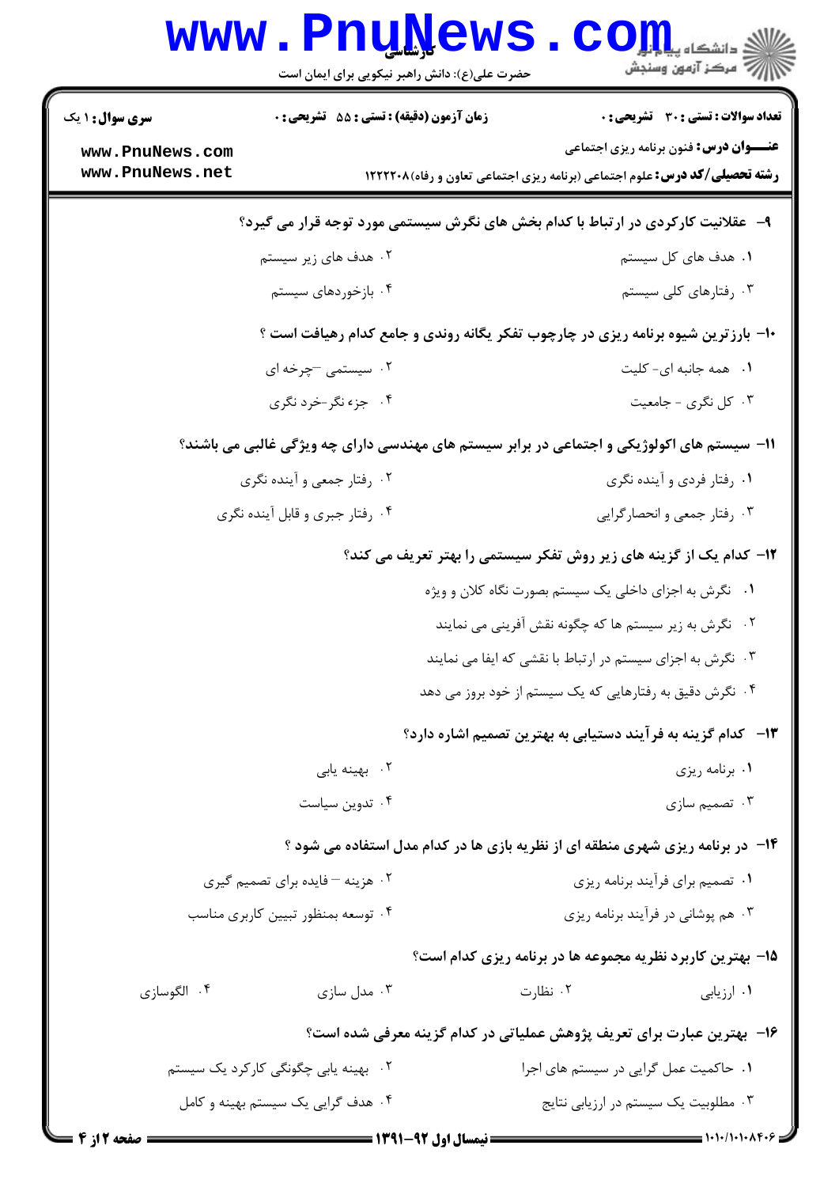**سری سوال:** ۱ یک | **زمان آزمون (دقیقه) : تستی :** ۵۵ **تشریحی :** ۰ | **تعداد سوالات : تستی :** ۳۰ **تشریحی :** ۰

**عنـــوان درس:** فنون برنامه ریزی اجتماعی

**رشته تحصیلی/کد درس:** علوم اجتماعی (برنامه ریزی اجتماعی تعاون و رفاه)۱۲۲۲۲۰۸

۹- عقلانیت کارکردی در ارتباط با کدام بخش های نگرش سیستمی مورد توجه قرار می گیرد؟

۱. هدف های کل سیستم
۲. هدف های زیر سیستم
۳. رفتارهای کلی سیستم
۴. بازخوردهای سیستم

۱۰- بارزترین شیوه برنامه ریزی در چارچوب تفکر یگانه روندی و جامع کدام رهیافت است ؟

۱. همه جانبه ای- کلیت
۲. سیستمی –چرخه ای
۳. کل نگری - جامعیت
۴. جزء نگر-خرد نگری

۱۱- سیستم های اکولوژیکی و اجتماعی در برابر سیستم های مهندسی دارای چه ویژگی غالبی می باشند؟

۱. رفتار فردی و آینده نگری
۲. رفتار جمعی و آینده نگری
۳. رفتار جمعی و انحصارگرایی
۴. رفتار جبری و قابل آینده نگری

۱۲- کدام یک از گزینه های زیر روش تفکر سیستمی را بهتر تعریف می کند؟

۱. نگرش به اجزای داخلی یک سیستم بصورت نگاه کلان و ویژه
۲. نگرش به زیر سیستم ها که چگونه نقش آفرینی می نمایند
۳. نگرش به اجزای سیستم در ارتباط با نقشی که ایفا می نمایند
۴. نگرش دقیق به رفتارهایی که یک سیستم از خود بروز می دهد

۱۳- کدام گزینه به فرآیند دستیابی به بهترین تصمیم اشاره دارد؟

۱. برنامه ریزی
۲. بهینه یابی
۳. تصمیم سازی
۴. تدوین سیاست

۱۴- در برنامه ریزی شهری منطقه ای از نظریه بازی ها در کدام مدل استفاده می شود ؟

۱. تصمیم برای فرآیند برنامه ریزی
۲. هزینه – فایده برای تصمیم گیری
۳. هم پوشانی در فرآیند برنامه ریزی
۴. توسعه بمنظور تبیین کاربری مناسب

۱۵- بهترین کاربرد نظریه مجموعه ها در برنامه ریزی کدام است؟

۱. ارزیابی
۲. نظارت
۳. مدل سازی
۴. الگوسازی

۱۶- بهترین عبارت برای تعریف پژوهش عملیاتی در کدام گزینه معرفی شده است؟

۱. حاکمیت عمل گرایی در سیستم های اجرا
۲. بهینه یابی چگونگی کارکرد یک سیستم
۳. مطلوبیت یک سیستم در ارزیابی نتایج
۴. هدف گرایی یک سیستم بهینه و کامل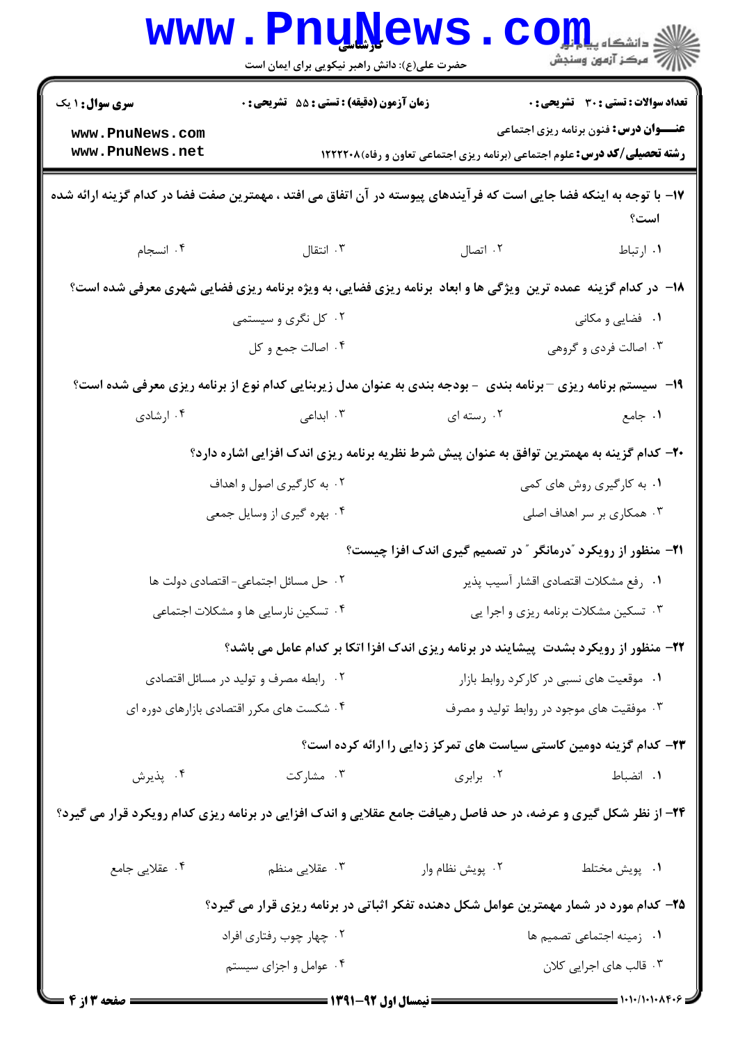**سری سوال:** ۱ یک | **زمان آزمون (دقیقه) : تستی :** ۵۵ **تشریحی :** ۰ | **تعداد سوالات : تستی :** ۳۰ **تشریحی :** ۰

**عنـــوان درس:** فنون برنامه ریزی اجتماعی

**رشته تحصیلی/کد درس:** علوم اجتماعی (برنامه ریزی اجتماعی تعاون و رفاه)۱۲۲۲۲۰۸

**۱۷-** با توجه به اینکه فضا جایی است که فرآیندهای پیوسته در آن اتفاق می افتد ، مهمترین صفت فضا در کدام گزینه ارائه شده است؟

۱. ارتباط
۲. اتصال
۳. انتقال
۴. انسجام

**۱۸-** در کدام گزینه عمده ترین ویژگی ها و ابعاد برنامه ریزی فضایی، به ویژه برنامه ریزی فضایی شهری معرفی شده است؟

۱. فضایی و مکانی
۲. کل نگری و سیستمی
۳. اصالت فردی و گروهی
۴. اصالت جمع و کل

**۱۹-** سیستم برنامه ریزی – برنامه بندی - بودجه بندی به عنوان مدل زیربنایی کدام نوع از برنامه ریزی معرفی شده است؟

۱. جامع
۲. رسته ای
۳. ابداعی
۴. ارشادی

**۲۰-** کدام گزینه به مهمترین توافق به عنوان پیش شرط نظریه برنامه ریزی اندک افزایی اشاره دارد؟

۱. به کارگیری روش های کمی
۲. به کارگیری اصول و اهداف
۳. همکاری بر سر اهداف اصلی
۴. بهره گیری از وسایل جمعی

**۲۱-** منظور از رویکرد "درمانگر" در تصمیم گیری اندک افزا چیست؟

۱. رفع مشکلات اقتصادی اقشار آسیب پذیر
۲. حل مسائل اجتماعی- اقتصادی دولت ها
۳. تسکین مشکلات برنامه ریزی و اجرا یی
۴. تسکین نارسایی ها و مشکلات اجتماعی

**۲۲-** منظور از رویکرد بشدت پیشایند در برنامه ریزی اندک افزا اتکا بر کدام عامل می باشد؟

۱. موقعیت های نسبی در کارکرد روابط بازار
۲. رابطه مصرف و تولید در مسائل اقتصادی
۳. موقیعت های موجود در روابط تولید و مصرف
۴. شکست های مکرر اقتصادی بازارهای دوره ای

**۲۳-** کدام گزینه دومین کاستی سیاست های تمرکز زدایی را ارائه کرده است؟

۱. انضباط
۲. برابری
۳. مشارکت
۴. پذیرش

**۲۴-** از نظر شکل گیری و عرضه، در حد فاصل رهیافت جامع عقلایی و اندک افزایی در برنامه ریزی کدام رویکرد قرار می گیرد؟

۱. پویش مختلط
۲. پویش نظام وار
۳. عقلایی منظم
۴. عقلایی جامع

**۲۵-** کدام مورد در شمار مهمترین عوامل شکل دهنده تفکر اثباتی در برنامه ریزی قرار می گیرد؟

۱. زمینه اجتماعی تصمیم ها
۲. چهار چوب رفتاری افراد
۳. قالب های اجرایی کلان
۴. عوامل و اجزای سیستم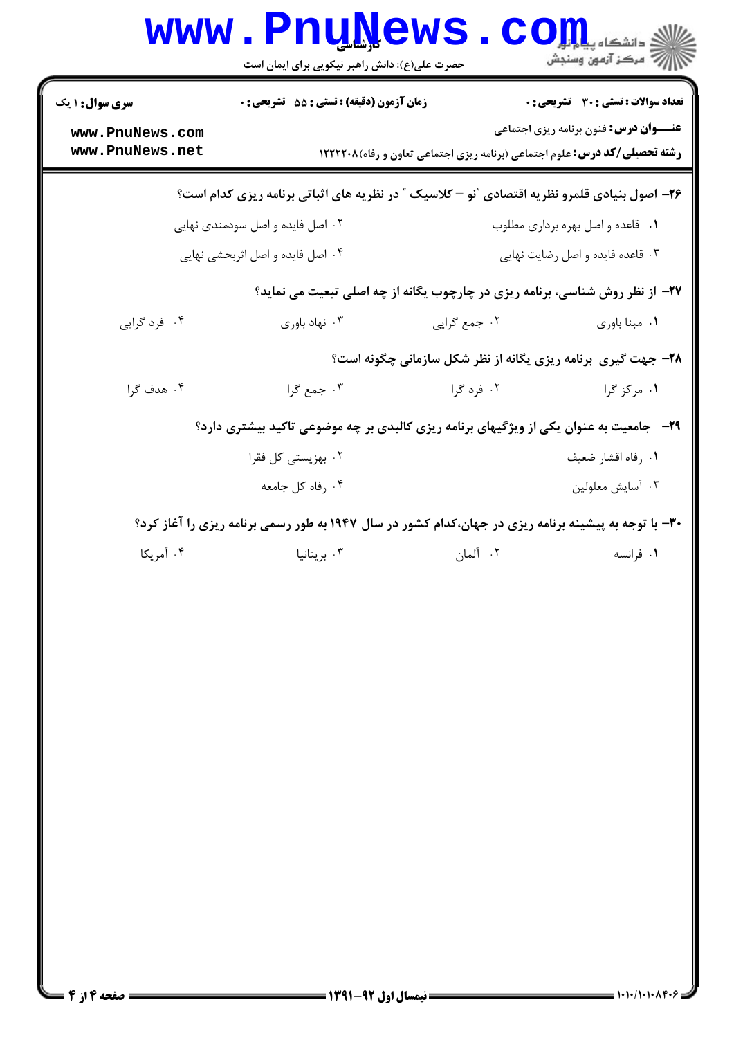**سری سوال:** ۱ یک

**زمان آزمون (دقیقه) : تستی :** ۵۵ **تشریحی :** ۰

**تعداد سوالات : تستی :** ۳۰ **تشریحی :** ۰

**عنـــوان درس:** فنون برنامه ریزی اجتماعی

**رشته تحصیلی/کد درس:** علوم اجتماعی (برنامه ریزی اجتماعی تعاون و رفاه)۱۲۲۲۲۰۸

**۲۶-** اصول بنیادی قلمرو نظریه اقتصادی "نو – کلاسیک " در نظریه های اثباتی برنامه ریزی کدام است؟

۱. قاعده و اصل بهره برداری مطلوب

۲. اصل فایده و اصل سودمندی نهایی

۳. قاعده فایده و اصل رضایت نهایی

۴. اصل فایده و اصل اثربحشی نهایی

**۲۷-** از نظر روش شناسی، برنامه ریزی در چارچوب یگانه از چه اصلی تبعیت می نماید؟

۱. مبنا باوری

۲. جمع گرایی

۳. نهاد باوری

۴. فرد گرایی

**۲۸-** جهت گیری برنامه ریزی یگانه از نظر شکل سازمانی چگونه است؟

۱. مرکز گرا

۲. فرد گرا

۳. جمع گرا

۴. هدف گرا

**۲۹-** جامعیت به عنوان یکی از ویژگیهای برنامه ریزی کالبدی بر چه موضوعی تاکید بیشتری دارد؟

۱. رفاه اقشار ضعیف

۲. بهزیستی کل فقرا

۳. آسایش معلولین

۴. رفاه کل جامعه

**۳۰-** با توجه به پیشینه برنامه ریزی در جهان،کدام کشور در سال ۱۹۴۷ به طور رسمی برنامه ریزی را آغاز کرد؟

۱. فرانسه

۲. آلمان

۳. بریتانیا

۴. آمریکا